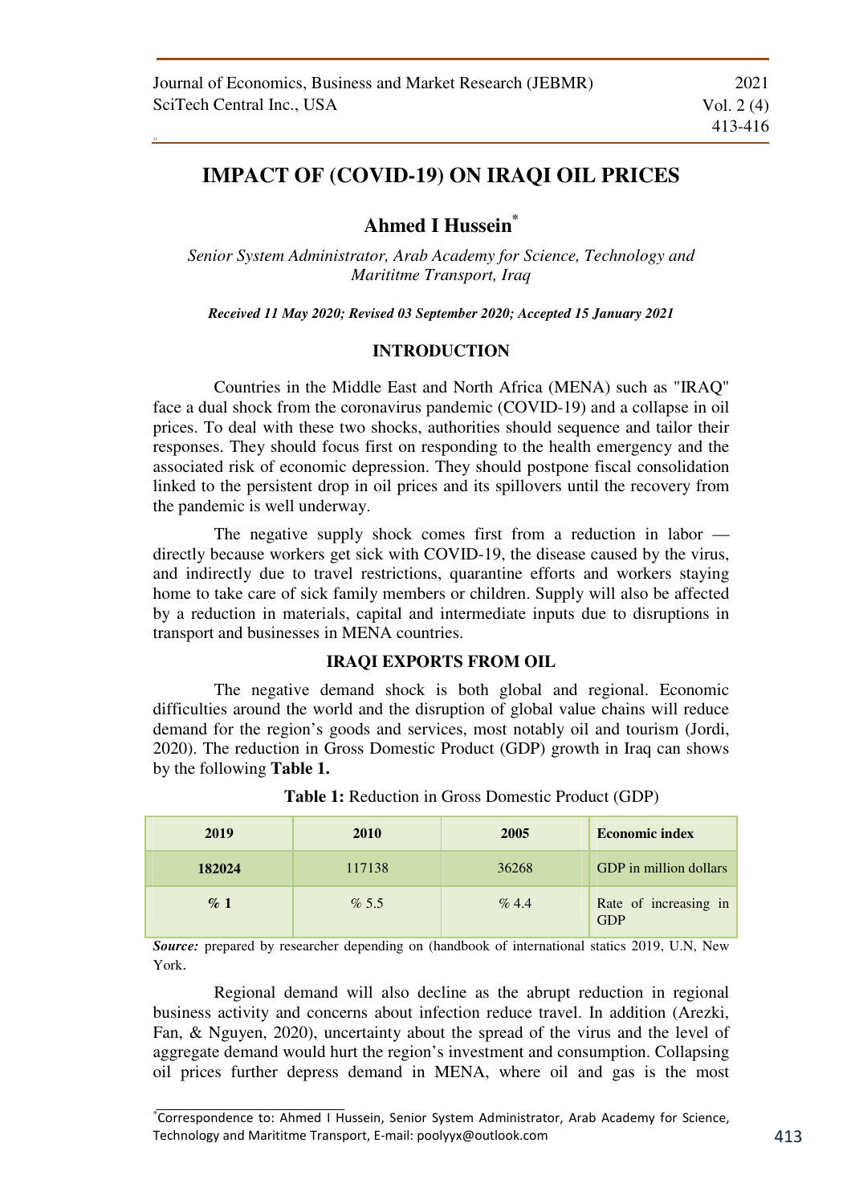# IMPACT OF (COVID-19) ON IRAQI OIL PRICES

## Ahmed I Hussein*

*Senior System Administrator, Arab Academy for Science, Technology and Marititme Transport, Iraq*

***Received 11 May 2020; Revised 03 September 2020; Accepted 15 January 2021***

## INTRODUCTION

Countries in the Middle East and North Africa (MENA) such as "IRAQ" face a dual shock from the coronavirus pandemic (COVID-19) and a collapse in oil prices. To deal with these two shocks, authorities should sequence and tailor their responses. They should focus first on responding to the health emergency and the associated risk of economic depression. They should postpone fiscal consolidation linked to the persistent drop in oil prices and its spillovers until the recovery from the pandemic is well underway.

The negative supply shock comes first from a reduction in labor — directly because workers get sick with COVID-19, the disease caused by the virus, and indirectly due to travel restrictions, quarantine efforts and workers staying home to take care of sick family members or children. Supply will also be affected by a reduction in materials, capital and intermediate inputs due to disruptions in transport and businesses in MENA countries.

## IRAQI EXPORTS FROM OIL

The negative demand shock is both global and regional. Economic difficulties around the world and the disruption of global value chains will reduce demand for the region's goods and services, most notably oil and tourism (Jordi, 2020). The reduction in Gross Domestic Product (GDP) growth in Iraq can shows by the following **Table 1.**

**Table 1:** Reduction in Gross Domestic Product (GDP)

| 2019 | 2010 | 2005 | Economic index |
|---|---|---|---|
| **182024** | 117138 | 36268 | GDP in million dollars |
| **% 1** | % 5.5 | % 4.4 | Rate of increasing in GDP |

***Source:*** prepared by researcher depending on (handbook of international statics 2019, U.N, New York.

Regional demand will also decline as the abrupt reduction in regional business activity and concerns about infection reduce travel. In addition (Arezki, Fan, & Nguyen, 2020), uncertainty about the spread of the virus and the level of aggregate demand would hurt the region's investment and consumption. Collapsing oil prices further depress demand in MENA, where oil and gas is the most

---

*Correspondence to: Ahmed I Hussein, Senior System Administrator, Arab Academy for Science, Technology and Marititme Transport, E-mail: poolyyx@outlook.com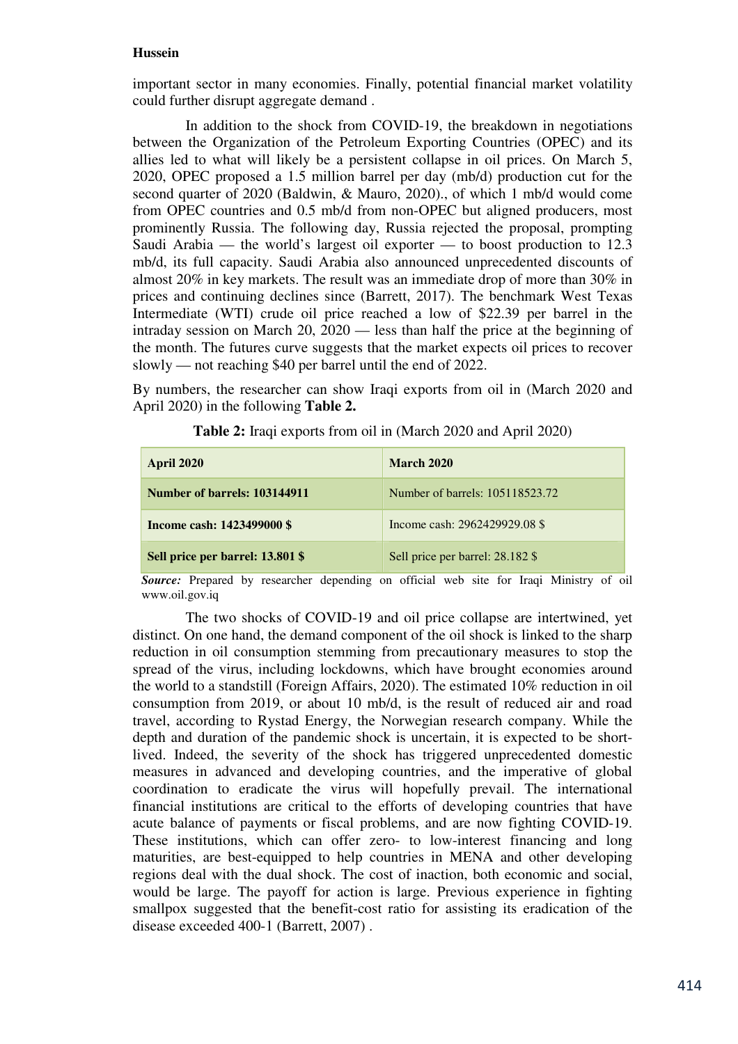important sector in many economies. Finally, potential financial market volatility could further disrupt aggregate demand .

In addition to the shock from COVID-19, the breakdown in negotiations between the Organization of the Petroleum Exporting Countries (OPEC) and its allies led to what will likely be a persistent collapse in oil prices. On March 5, 2020, OPEC proposed a 1.5 million barrel per day (mb/d) production cut for the second quarter of 2020 (Baldwin, & Mauro, 2020)., of which 1 mb/d would come from OPEC countries and 0.5 mb/d from non-OPEC but aligned producers, most prominently Russia. The following day, Russia rejected the proposal, prompting Saudi Arabia — the world's largest oil exporter — to boost production to 12.3 mb/d, its full capacity. Saudi Arabia also announced unprecedented discounts of almost 20% in key markets. The result was an immediate drop of more than 30% in prices and continuing declines since (Barrett, 2017). The benchmark West Texas Intermediate (WTI) crude oil price reached a low of $22.39 per barrel in the intraday session on March 20, 2020 — less than half the price at the beginning of the month. The futures curve suggests that the market expects oil prices to recover slowly — not reaching $40 per barrel until the end of 2022.

By numbers, the researcher can show Iraqi exports from oil in (March 2020 and April 2020) in the following **Table 2.**

**Table 2:** Iraqi exports from oil in (March 2020 and April 2020)

| April 2020 | March 2020 |
|---|---|
| **Number of barrels: 103144911** | Number of barrels: 105118523.72 |
| **Income cash: 1423499000 $** | Income cash: 2962429929.08 $ |
| **Sell price per barrel: 13.801 $** | Sell price per barrel: 28.182 $ |

***Source:*** Prepared by researcher depending on official web site for Iraqi Ministry of oil www.oil.gov.iq

The two shocks of COVID-19 and oil price collapse are intertwined, yet distinct. On one hand, the demand component of the oil shock is linked to the sharp reduction in oil consumption stemming from precautionary measures to stop the spread of the virus, including lockdowns, which have brought economies around the world to a standstill (Foreign Affairs, 2020). The estimated 10% reduction in oil consumption from 2019, or about 10 mb/d, is the result of reduced air and road travel, according to Rystad Energy, the Norwegian research company. While the depth and duration of the pandemic shock is uncertain, it is expected to be short-lived. Indeed, the severity of the shock has triggered unprecedented domestic measures in advanced and developing countries, and the imperative of global coordination to eradicate the virus will hopefully prevail. The international financial institutions are critical to the efforts of developing countries that have acute balance of payments or fiscal problems, and are now fighting COVID-19. These institutions, which can offer zero- to low-interest financing and long maturities, are best-equipped to help countries in MENA and other developing regions deal with the dual shock. The cost of inaction, both economic and social, would be large. The payoff for action is large. Previous experience in fighting smallpox suggested that the benefit-cost ratio for assisting its eradication of the disease exceeded 400-1 (Barrett, 2007) .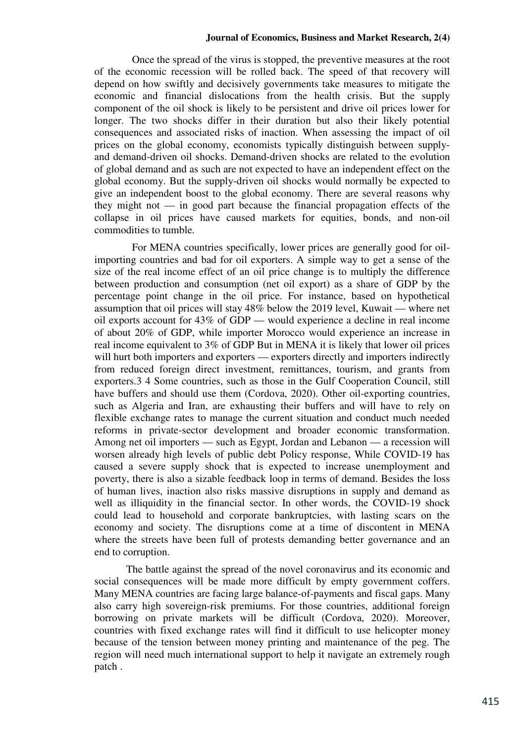Once the spread of the virus is stopped, the preventive measures at the root of the economic recession will be rolled back. The speed of that recovery will depend on how swiftly and decisively governments take measures to mitigate the economic and financial dislocations from the health crisis. But the supply component of the oil shock is likely to be persistent and drive oil prices lower for longer. The two shocks differ in their duration but also their likely potential consequences and associated risks of inaction. When assessing the impact of oil prices on the global economy, economists typically distinguish between supply- and demand-driven oil shocks. Demand-driven shocks are related to the evolution of global demand and as such are not expected to have an independent effect on the global economy. But the supply-driven oil shocks would normally be expected to give an independent boost to the global economy. There are several reasons why they might not — in good part because the financial propagation effects of the collapse in oil prices have caused markets for equities, bonds, and non-oil commodities to tumble.

For MENA countries specifically, lower prices are generally good for oil-importing countries and bad for oil exporters. A simple way to get a sense of the size of the real income effect of an oil price change is to multiply the difference between production and consumption (net oil export) as a share of GDP by the percentage point change in the oil price. For instance, based on hypothetical assumption that oil prices will stay 48% below the 2019 level, Kuwait — where net oil exports account for 43% of GDP — would experience a decline in real income of about 20% of GDP, while importer Morocco would experience an increase in real income equivalent to 3% of GDP But in MENA it is likely that lower oil prices will hurt both importers and exporters — exporters directly and importers indirectly from reduced foreign direct investment, remittances, tourism, and grants from exporters.3 4 Some countries, such as those in the Gulf Cooperation Council, still have buffers and should use them (Cordova, 2020). Other oil-exporting countries, such as Algeria and Iran, are exhausting their buffers and will have to rely on flexible exchange rates to manage the current situation and conduct much needed reforms in private-sector development and broader economic transformation. Among net oil importers — such as Egypt, Jordan and Lebanon — a recession will worsen already high levels of public debt Policy response, While COVID-19 has caused a severe supply shock that is expected to increase unemployment and poverty, there is also a sizable feedback loop in terms of demand. Besides the loss of human lives, inaction also risks massive disruptions in supply and demand as well as illiquidity in the financial sector. In other words, the COVID-19 shock could lead to household and corporate bankruptcies, with lasting scars on the economy and society. The disruptions come at a time of discontent in MENA where the streets have been full of protests demanding better governance and an end to corruption.

The battle against the spread of the novel coronavirus and its economic and social consequences will be made more difficult by empty government coffers. Many MENA countries are facing large balance-of-payments and fiscal gaps. Many also carry high sovereign-risk premiums. For those countries, additional foreign borrowing on private markets will be difficult (Cordova, 2020). Moreover, countries with fixed exchange rates will find it difficult to use helicopter money because of the tension between money printing and maintenance of the peg. The region will need much international support to help it navigate an extremely rough patch .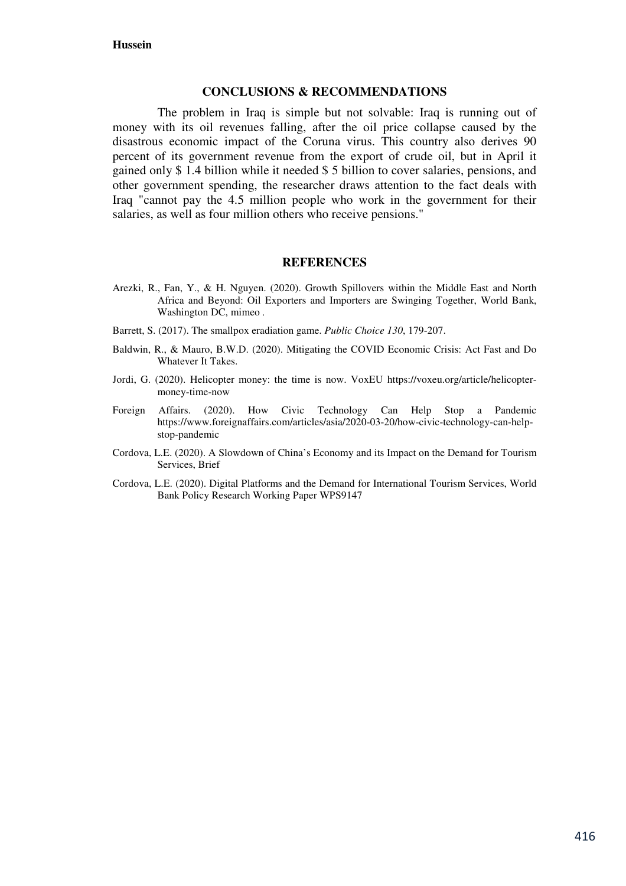## CONCLUSIONS & RECOMMENDATIONS

The problem in Iraq is simple but not solvable: Iraq is running out of money with its oil revenues falling, after the oil price collapse caused by the disastrous economic impact of the Coruna virus. This country also derives 90 percent of its government revenue from the export of crude oil, but in April it gained only $ 1.4 billion while it needed $ 5 billion to cover salaries, pensions, and other government spending, the researcher draws attention to the fact deals with Iraq "cannot pay the 4.5 million people who work in the government for their salaries, as well as four million others who receive pensions."

## REFERENCES

Arezki, R., Fan, Y., & H. Nguyen. (2020). Growth Spillovers within the Middle East and North Africa and Beyond: Oil Exporters and Importers are Swinging Together, World Bank, Washington DC, mimeo .

Barrett, S. (2017). The smallpox eradiation game. *Public Choice 130*, 179-207.

Baldwin, R., & Mauro, B.W.D. (2020). Mitigating the COVID Economic Crisis: Act Fast and Do Whatever It Takes.

Jordi, G. (2020). Helicopter money: the time is now. VoxEU https://voxeu.org/article/helicopter-money-time-now

Foreign Affairs. (2020). How Civic Technology Can Help Stop a Pandemic https://www.foreignaffairs.com/articles/asia/2020-03-20/how-civic-technology-can-help-stop-pandemic

Cordova, L.E. (2020). A Slowdown of China's Economy and its Impact on the Demand for Tourism Services, Brief

Cordova, L.E. (2020). Digital Platforms and the Demand for International Tourism Services, World Bank Policy Research Working Paper WPS9147